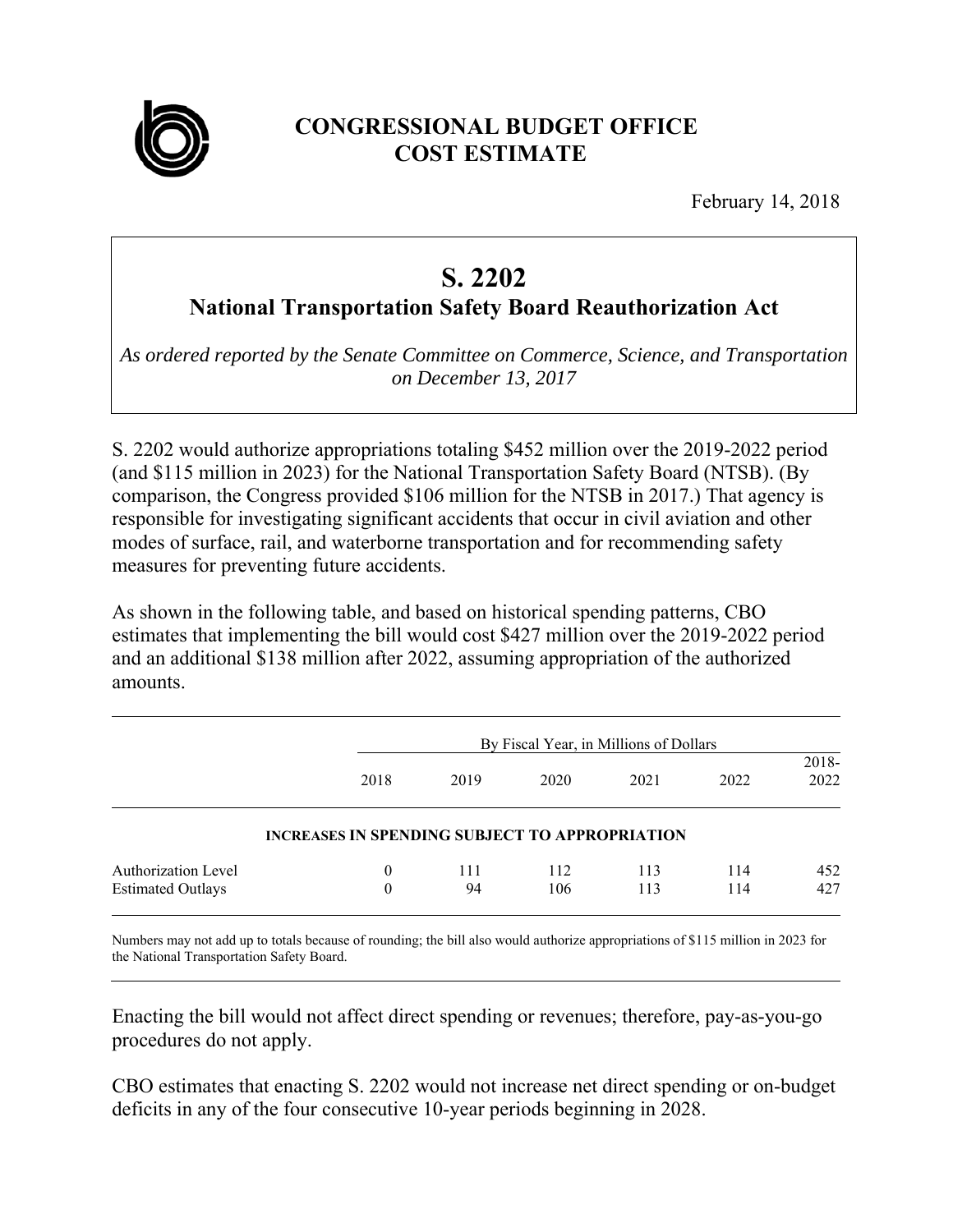# CONGRESSIONAL BUDGET OFFICE COST ESTIMATE

February 14, 2018

## S. 2202
### National Transportation Safety Board Reauthorization Act

*As ordered reported by the Senate Committee on Commerce, Science, and Transportation on December 13, 2017*

S. 2202 would authorize appropriations totaling $452 million over the 2019-2022 period (and $115 million in 2023) for the National Transportation Safety Board (NTSB). (By comparison, the Congress provided $106 million for the NTSB in 2017.) That agency is responsible for investigating significant accidents that occur in civil aviation and other modes of surface, rail, and waterborne transportation and for recommending safety measures for preventing future accidents.

As shown in the following table, and based on historical spending patterns, CBO estimates that implementing the bill would cost $427 million over the 2019-2022 period and an additional $138 million after 2022, assuming appropriation of the authorized amounts.

| | By Fiscal Year, in Millions of Dollars | | | | | |
|---|---|---|---|---|---|---|
| | 2018 | 2019 | 2020 | 2021 | 2022 | 2018-2022 |
| **INCREASES IN SPENDING SUBJECT TO APPROPRIATION** | | | | | | |
| Authorization Level | 0 | 111 | 112 | 113 | 114 | 452 |
| Estimated Outlays | 0 | 94 | 106 | 113 | 114 | 427 |

Numbers may not add up to totals because of rounding; the bill also would authorize appropriations of $115 million in 2023 for the National Transportation Safety Board.

Enacting the bill would not affect direct spending or revenues; therefore, pay-as-you-go procedures do not apply.

CBO estimates that enacting S. 2202 would not increase net direct spending or on-budget deficits in any of the four consecutive 10-year periods beginning in 2028.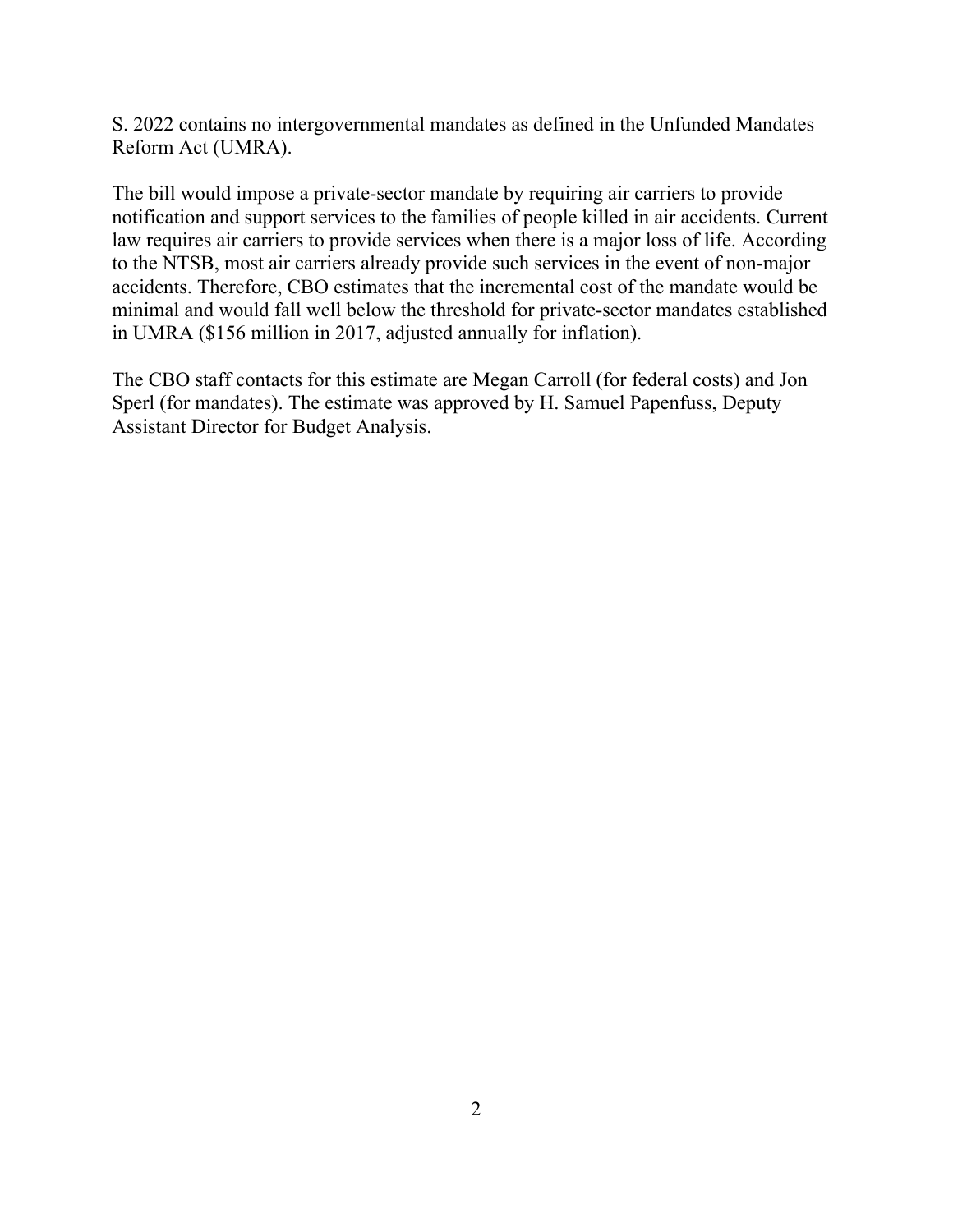S. 2022 contains no intergovernmental mandates as defined in the Unfunded Mandates Reform Act (UMRA).

The bill would impose a private-sector mandate by requiring air carriers to provide notification and support services to the families of people killed in air accidents. Current law requires air carriers to provide services when there is a major loss of life. According to the NTSB, most air carriers already provide such services in the event of non-major accidents. Therefore, CBO estimates that the incremental cost of the mandate would be minimal and would fall well below the threshold for private-sector mandates established in UMRA ($156 million in 2017, adjusted annually for inflation).

The CBO staff contacts for this estimate are Megan Carroll (for federal costs) and Jon Sperl (for mandates). The estimate was approved by H. Samuel Papenfuss, Deputy Assistant Director for Budget Analysis.